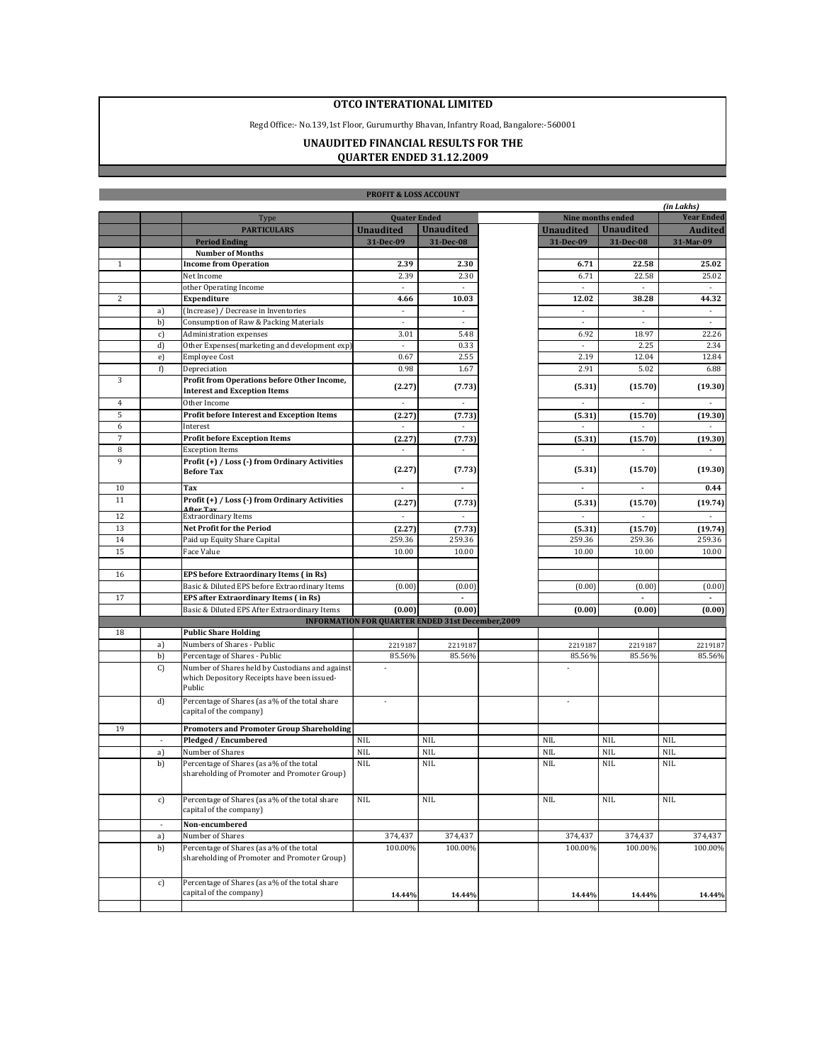# OTCO INTERATIONAL LIMITED

Regd Office:- No.139,1st Floor, Gurumurthy Bhavan, Infantry Road, Bangalore:-560001

## UNAUDITED FINANCIAL RESULTS FOR THE QUARTER ENDED 31.12.2009

### PROFIT & LOSS ACCOUNT

*(in Lakhs)*

| | | Type | Quater Ended | | | Nine months ended | | Year Ended |
|---|---|---|---|---|---|---|---|---|
| | | **PARTICULARS** | **Unaudited** | **Unaudited** | | **Unaudited** | **Unaudited** | **Audited** |
| | | **Period Ending** | **31-Dec-09** | **31-Dec-08** | | **31-Dec-09** | **31-Dec-08** | **31-Mar-09** |
| | | **Number of Months** | | | | | | |
| 1 | | **Income from Operation** | **2.39** | **2.30** | | **6.71** | **22.58** | **25.02** |
| | | Net Income | 2.39 | 2.30 | | 6.71 | 22.58 | 25.02 |
| | | other Operating Income | - | - | | - | - | - |
| 2 | | **Expenditure** | **4.66** | **10.03** | | **12.02** | **38.28** | **44.32** |
| | a) | (Increase) / Decrease in Inventories | - | - | | - | - | - |
| | b) | Consumption of Raw & Packing Materials | - | - | | - | - | - |
| | c) | Administration expenses | 3.01 | 5.48 | | 6.92 | 18.97 | 22.26 |
| | d) | Other Expenses(marketing and development exp) | - | 0.33 | | - | 2.25 | 2.34 |
| | e) | Employee Cost | 0.67 | 2.55 | | 2.19 | 12.04 | 12.84 |
| | f) | Depreciation | 0.98 | 1.67 | | 2.91 | 5.02 | 6.88 |
| 3 | | **Profit from Operations before Other Income, Interest and Exception Items** | **(2.27)** | **(7.73)** | | **(5.31)** | **(15.70)** | **(19.30)** |
| 4 | | Other Income | - | - | | - | - | - |
| 5 | | **Profit before Interest and Exception Items** | **(2.27)** | **(7.73)** | | **(5.31)** | **(15.70)** | **(19.30)** |
| 6 | | Interest | - | - | | - | - | - |
| 7 | | **Profit before Exception Items** | **(2.27)** | **(7.73)** | | **(5.31)** | **(15.70)** | **(19.30)** |
| 8 | | Exception Items | - | - | | - | - | - |
| 9 | | **Profit (+) / Loss (-) from Ordinary Activities Before Tax** | **(2.27)** | **(7.73)** | | **(5.31)** | **(15.70)** | **(19.30)** |
| 10 | | **Tax** | **-** | **-** | | **-** | **-** | **0.44** |
| 11 | | **Profit (+) / Loss (-) from Ordinary Activities After Tax** | **(2.27)** | **(7.73)** | | **(5.31)** | **(15.70)** | **(19.74)** |
| 12 | | Extraordinary Items | - | - | | - | - | - |
| 13 | | **Net Profit for the Period** | **(2.27)** | **(7.73)** | | **(5.31)** | **(15.70)** | **(19.74)** |
| 14 | | Paid up Equity Share Capital | 259.36 | 259.36 | | 259.36 | 259.36 | 259.36 |
| 15 | | Face Value | 10.00 | 10.00 | | 10.00 | 10.00 | 10.00 |
| | | | | | | | | |
| 16 | | **EPS before Extraordinary Items ( in Rs)** | | | | | | |
| | | Basic & Diluted EPS before Extraordinary Items | (0.00) | (0.00) | | (0.00) | (0.00) | (0.00) |
| 17 | | **EPS after Extraordinary Items ( in Rs)** | | - | | | - | - |
| | | Basic & Diluted EPS After Extraordinary Items | **(0.00)** | **(0.00)** | | **(0.00)** | **(0.00)** | **(0.00)** |
| | | **INFORMATION FOR QUARTER ENDED 31st December,2009** | | | | | | |
| 18 | | **Public Share Holding** | | | | | | |
| | a) | Numbers of Shares - Public | 2219187 | 2219187 | | 2219187 | 2219187 | 2219187 |
| | b) | Percentage of Shares - Public | 85.56% | 85.56% | | 85.56% | 85.56% | 85.56% |
| | C) | Number of Shares held by Custodians and against which Depository Receipts have been issued-Public | - | | | - | | |
| | d) | Percentage of Shares (as a% of the total share capital of the company) | - | | | - | | |
| 19 | | **Promoters and Promoter Group Shareholding** | | | | | | |
| | - | **Pledged / Encumbered** | NIL | NIL | | NIL | NIL | NIL |
| | a) | Number of Shares | NIL | NIL | | NIL | NIL | NIL |
| | b) | Percentage of Shares (as a% of the total shareholding of Promoter and Promoter Group) | NIL | NIL | | NIL | NIL | NIL |
| | c) | Percentage of Shares (as a% of the total share capital of the company) | NIL | NIL | | NIL | NIL | NIL |
| | - | **Non-encumbered** | | | | | | |
| | a) | Number of Shares | 374,437 | 374,437 | | 374,437 | 374,437 | 374,437 |
| | b) | Percentage of Shares (as a% of the total shareholding of Promoter and Promoter Group) | 100.00% | 100.00% | | 100.00% | 100.00% | 100.00% |
| | c) | Percentage of Shares (as a% of the total share capital of the company) | **14.44%** | **14.44%** | | **14.44%** | **14.44%** | **14.44%** |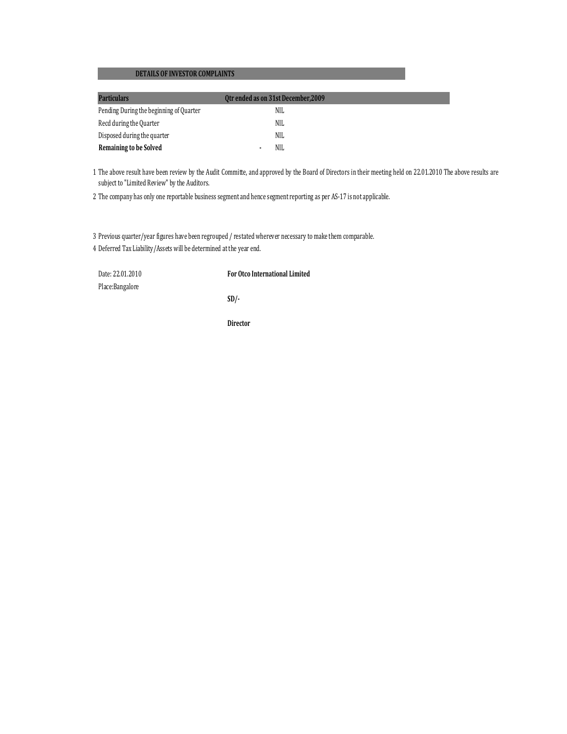## DETAILS OF INVESTOR COMPLAINTS

| Particulars | Qtr ended as on 31st December,2009 |
|---|---|
| Pending During the beginning of Quarter | NIL |
| Recd during the Quarter | NIL |
| Disposed during the quarter | NIL |
| **Remaining to be Solved** | - NIL |

1 The above result have been review by the Audit Committe, and approved by the Board of Directors in their meeting held on 22.01.2010 The above results are subject to "Limited Review" by the Auditors.

2 The company has only one reportable business segment and hence segment reporting as per AS-17 is not applicable.

3 Previous quarter/year figures have been regrouped / restated wherever necessary to make them comparable.

4 Deferred Tax Liability/Assets will be determined at the year end.

Date: 22.01.2010

Place:Bangalore

**For Otco International Limited**

**SD/-**

**Director**